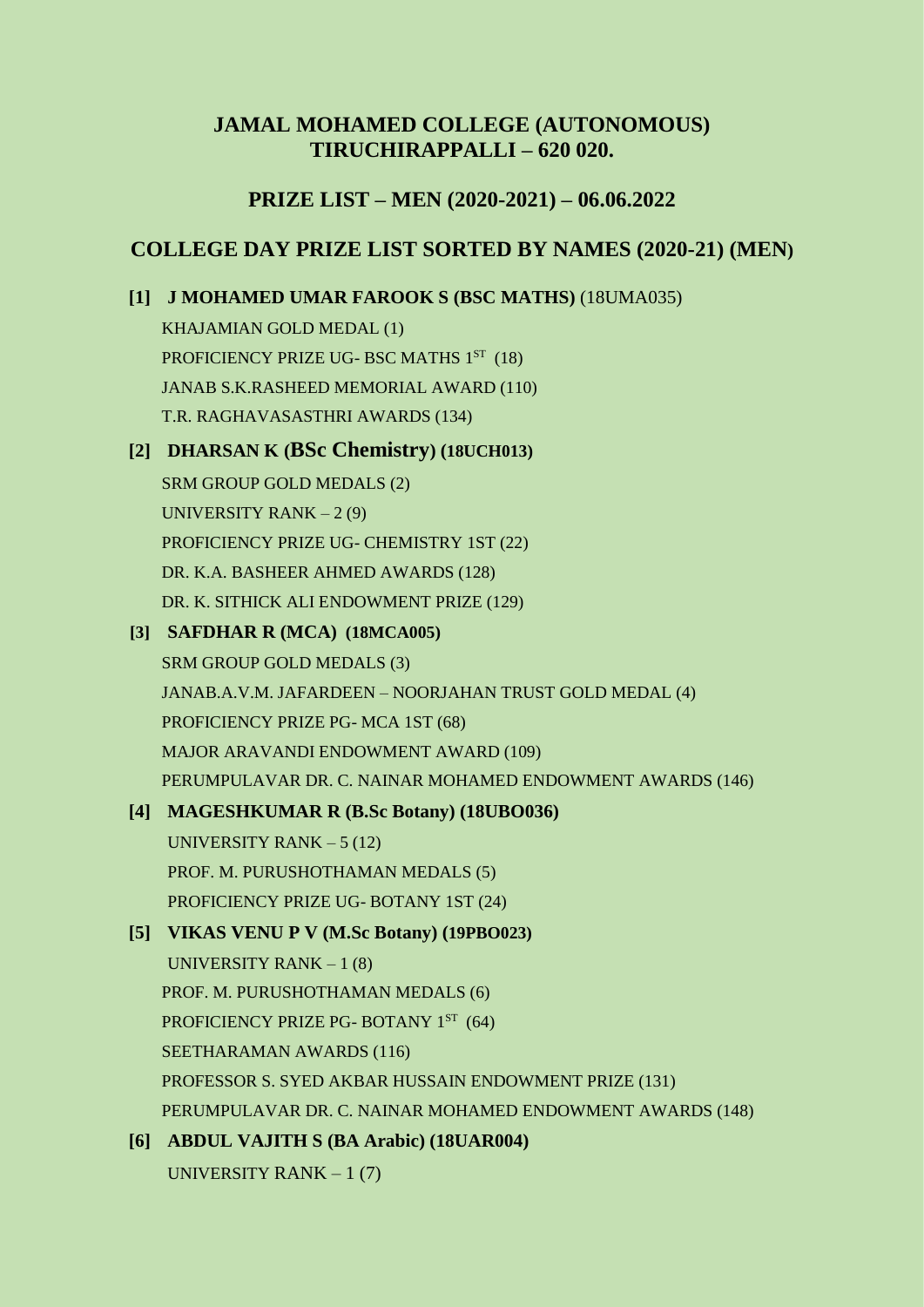## JAMAL MOHAMED COLLEGE (AUTONOMOUS)
## TIRUCHIRAPPALLI – 620 020.

## PRIZE LIST – MEN (2020-2021) – 06.06.2022

## COLLEGE DAY PRIZE LIST SORTED BY NAMES (2020-21) (MEN)

**[1] J MOHAMED UMAR FAROOK S (BSC MATHS)** (18UMA035)

KHAJAMIAN GOLD MEDAL (1)
PROFICIENCY PRIZE UG- BSC MATHS 1ST (18)
JANAB S.K.RASHEED MEMORIAL AWARD (110)
T.R. RAGHAVASASTHRI AWARDS (134)

**[2] DHARSAN K (BSc Chemistry) (18UCH013)**

SRM GROUP GOLD MEDALS (2)
UNIVERSITY RANK – 2 (9)
PROFICIENCY PRIZE UG- CHEMISTRY 1ST (22)
DR. K.A. BASHEER AHMED AWARDS (128)
DR. K. SITHICK ALI ENDOWMENT PRIZE (129)

**[3] SAFDHAR R (MCA) (18MCA005)**

SRM GROUP GOLD MEDALS (3)
JANAB.A.V.M. JAFARDEEN – NOORJAHAN TRUST GOLD MEDAL (4)
PROFICIENCY PRIZE PG- MCA 1ST (68)
MAJOR ARAVANDI ENDOWMENT AWARD (109)
PERUMPULAVAR DR. C. NAINAR MOHAMED ENDOWMENT AWARDS (146)

**[4] MAGESHKUMAR R (B.Sc Botany) (18UBO036)**

UNIVERSITY RANK – 5 (12)
PROF. M. PURUSHOTHAMAN MEDALS (5)
PROFICIENCY PRIZE UG- BOTANY 1ST (24)

**[5] VIKAS VENU P V (M.Sc Botany) (19PBO023)**

UNIVERSITY RANK – 1 (8)
PROF. M. PURUSHOTHAMAN MEDALS (6)
PROFICIENCY PRIZE PG- BOTANY 1ST (64)
SEETHARAMAN AWARDS (116)
PROFESSOR S. SYED AKBAR HUSSAIN ENDOWMENT PRIZE (131)
PERUMPULAVAR DR. C. NAINAR MOHAMED ENDOWMENT AWARDS (148)

**[6] ABDUL VAJITH S (BA Arabic) (18UAR004)**

UNIVERSITY RANK – 1 (7)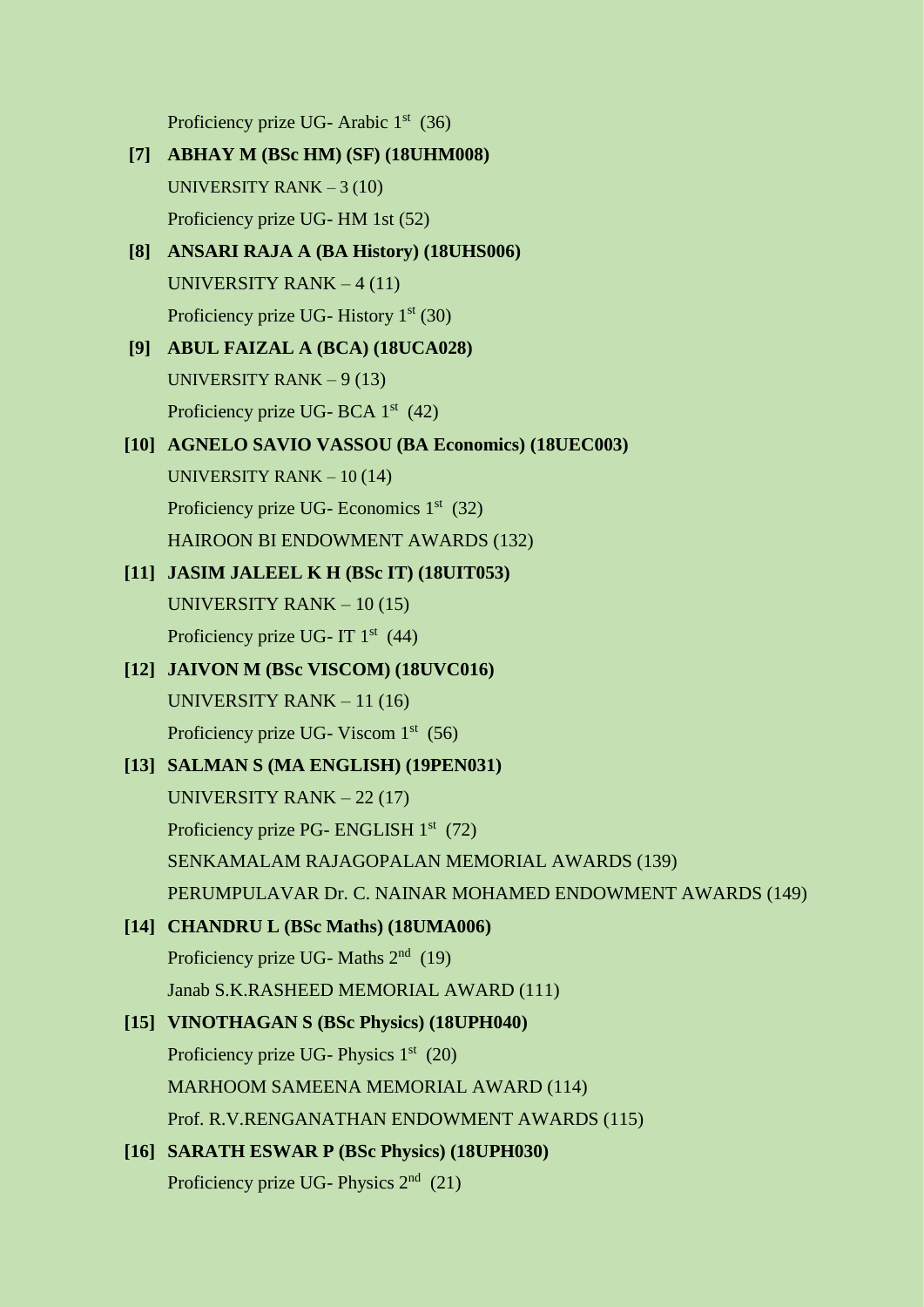Proficiency prize UG- Arabic 1st (36)

**[7] ABHAY M (BSc HM) (SF) (18UHM008)**

UNIVERSITY RANK – 3 (10)

Proficiency prize UG- HM 1st (52)

**[8] ANSARI RAJA A (BA History) (18UHS006)**

UNIVERSITY RANK – 4 (11)

Proficiency prize UG- History 1st (30)

**[9] ABUL FAIZAL A (BCA) (18UCA028)**

UNIVERSITY RANK – 9 (13)

Proficiency prize UG- BCA 1st (42)

**[10] AGNELO SAVIO VASSOU (BA Economics) (18UEC003)**

UNIVERSITY RANK – 10 (14)

Proficiency prize UG- Economics 1st (32)

HAIROON BI ENDOWMENT AWARDS (132)

**[11] JASIM JALEEL K H (BSc IT) (18UIT053)**

UNIVERSITY RANK – 10 (15)

Proficiency prize UG- IT 1st (44)

**[12] JAIVON M (BSc VISCOM) (18UVC016)**

UNIVERSITY RANK – 11 (16)

Proficiency prize UG- Viscom 1st (56)

**[13] SALMAN S (MA ENGLISH) (19PEN031)**

UNIVERSITY RANK – 22 (17)

Proficiency prize PG- ENGLISH 1st (72)

SENKAMALAM RAJAGOPALAN MEMORIAL AWARDS (139)

PERUMPULAVAR Dr. C. NAINAR MOHAMED ENDOWMENT AWARDS (149)

**[14] CHANDRU L (BSc Maths) (18UMA006)**

Proficiency prize UG- Maths 2nd (19)

Janab S.K.RASHEED MEMORIAL AWARD (111)

**[15] VINOTHAGAN S (BSc Physics) (18UPH040)**

Proficiency prize UG- Physics 1st (20)

MARHOOM SAMEENA MEMORIAL AWARD (114)

Prof. R.V.RENGANATHAN ENDOWMENT AWARDS (115)

**[16] SARATH ESWAR P (BSc Physics) (18UPH030)**

Proficiency prize UG- Physics 2nd (21)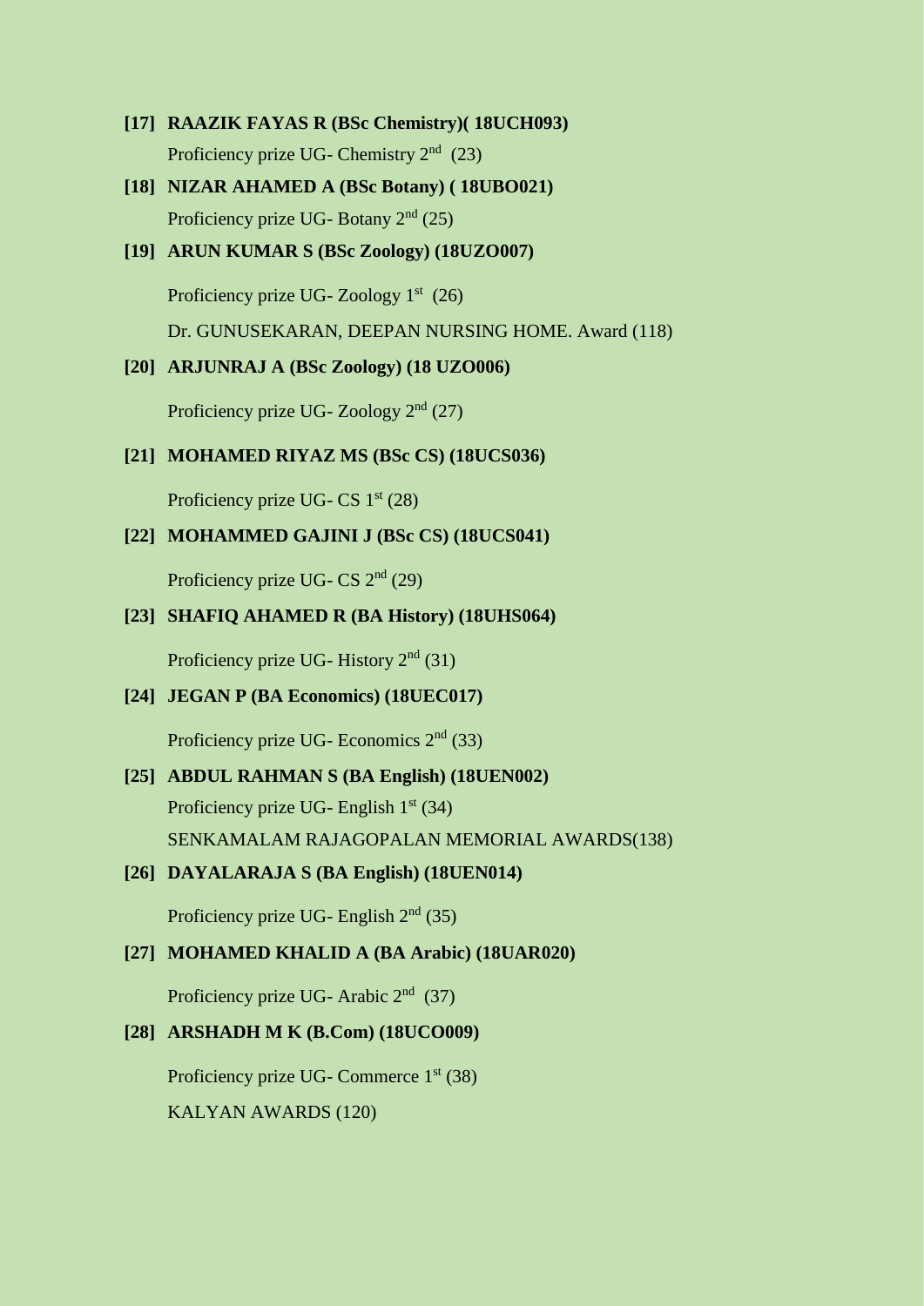**[17] RAAZIK FAYAS R (BSc Chemistry)( 18UCH093)**

Proficiency prize UG- Chemistry 2nd (23)

**[18] NIZAR AHAMED A (BSc Botany) ( 18UBO021)**

Proficiency prize UG- Botany 2nd (25)

**[19] ARUN KUMAR S (BSc Zoology) (18UZO007)**

Proficiency prize UG- Zoology 1st (26)

Dr. GUNUSEKARAN, DEEPAN NURSING HOME. Award (118)

**[20] ARJUNRAJ A (BSc Zoology) (18 UZO006)**

Proficiency prize UG- Zoology 2nd (27)

**[21] MOHAMED RIYAZ MS (BSc CS) (18UCS036)**

Proficiency prize UG- CS 1st (28)

**[22] MOHAMMED GAJINI J (BSc CS) (18UCS041)**

Proficiency prize UG- CS 2nd (29)

**[23] SHAFIQ AHAMED R (BA History) (18UHS064)**

Proficiency prize UG- History 2nd (31)

**[24] JEGAN P (BA Economics) (18UEC017)**

Proficiency prize UG- Economics 2nd (33)

**[25] ABDUL RAHMAN S (BA English) (18UEN002)**

Proficiency prize UG- English 1st (34)

SENKAMALAM RAJAGOPALAN MEMORIAL AWARDS(138)

**[26] DAYALARAJA S (BA English) (18UEN014)**

Proficiency prize UG- English 2nd (35)

**[27] MOHAMED KHALID A (BA Arabic) (18UAR020)**

Proficiency prize UG- Arabic 2nd (37)

**[28] ARSHADH M K (B.Com) (18UCO009)**

Proficiency prize UG- Commerce 1st (38)

KALYAN AWARDS (120)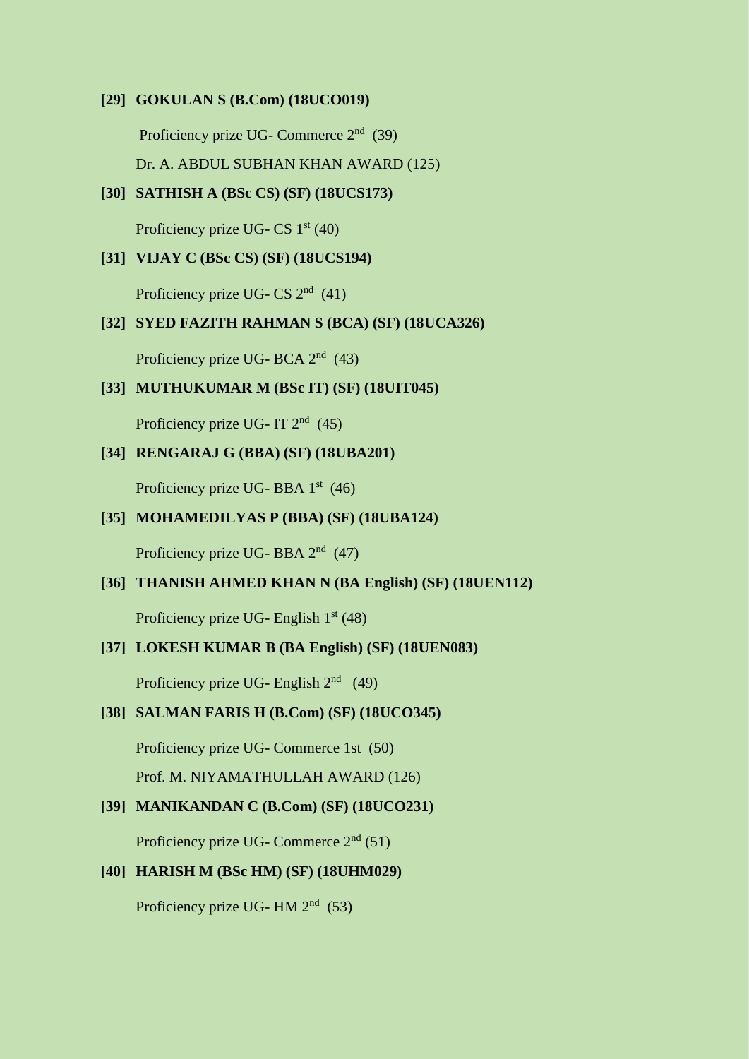**[29] GOKULAN S (B.Com) (18UCO019)**

Proficiency prize UG- Commerce 2nd (39)

Dr. A. ABDUL SUBHAN KHAN AWARD (125)

**[30] SATHISH A (BSc CS) (SF) (18UCS173)**

Proficiency prize UG- CS 1st (40)

**[31] VIJAY C (BSc CS) (SF) (18UCS194)**

Proficiency prize UG- CS 2nd (41)

**[32] SYED FAZITH RAHMAN S (BCA) (SF) (18UCA326)**

Proficiency prize UG- BCA 2nd (43)

**[33] MUTHUKUMAR M (BSc IT) (SF) (18UIT045)**

Proficiency prize UG- IT 2nd (45)

**[34] RENGARAJ G (BBA) (SF) (18UBA201)**

Proficiency prize UG- BBA 1st (46)

**[35] MOHAMEDILYAS P (BBA) (SF) (18UBA124)**

Proficiency prize UG- BBA 2nd (47)

**[36] THANISH AHMED KHAN N (BA English) (SF) (18UEN112)**

Proficiency prize UG- English 1st (48)

**[37] LOKESH KUMAR B (BA English) (SF) (18UEN083)**

Proficiency prize UG- English 2nd (49)

**[38] SALMAN FARIS H (B.Com) (SF) (18UCO345)**

Proficiency prize UG- Commerce 1st (50)

Prof. M. NIYAMATHULLAH AWARD (126)

**[39] MANIKANDAN C (B.Com) (SF) (18UCO231)**

Proficiency prize UG- Commerce 2nd (51)

**[40] HARISH M (BSc HM) (SF) (18UHM029)**

Proficiency prize UG- HM 2nd (53)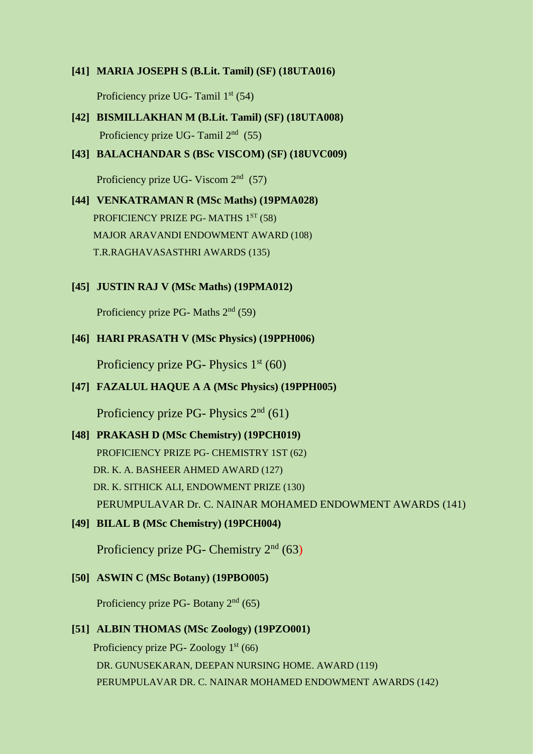**[41] MARIA JOSEPH S (B.Lit. Tamil) (SF) (18UTA016)**

Proficiency prize UG- Tamil 1st (54)

**[42] BISMILLAKHAN M (B.Lit. Tamil) (SF) (18UTA008)**

Proficiency prize UG- Tamil 2nd (55)

**[43] BALACHANDAR S (BSc VISCOM) (SF) (18UVC009)**

Proficiency prize UG- Viscom 2nd (57)

**[44] VENKATRAMAN R (MSc Maths) (19PMA028)**

PROFICIENCY PRIZE PG- MATHS 1ST (58)

MAJOR ARAVANDI ENDOWMENT AWARD (108)

T.R.RAGHAVASASTHRI AWARDS (135)

**[45] JUSTIN RAJ V (MSc Maths) (19PMA012)**

Proficiency prize PG- Maths 2nd (59)

**[46] HARI PRASATH V (MSc Physics) (19PPH006)**

Proficiency prize PG- Physics 1st (60)

**[47] FAZALUL HAQUE A A (MSc Physics) (19PPH005)**

Proficiency prize PG- Physics 2nd (61)

**[48] PRAKASH D (MSc Chemistry) (19PCH019)**

PROFICIENCY PRIZE PG- CHEMISTRY 1ST (62)

DR. K. A. BASHEER AHMED AWARD (127)

DR. K. SITHICK ALI, ENDOWMENT PRIZE (130)

PERUMPULAVAR Dr. C. NAINAR MOHAMED ENDOWMENT AWARDS (141)

**[49] BILAL B (MSc Chemistry) (19PCH004)**

Proficiency prize PG- Chemistry 2nd (63)

**[50] ASWIN C (MSc Botany) (19PBO005)**

Proficiency prize PG- Botany 2nd (65)

**[51] ALBIN THOMAS (MSc Zoology) (19PZO001)**

Proficiency prize PG- Zoology 1st (66)

DR. GUNUSEKARAN, DEEPAN NURSING HOME. AWARD (119)

PERUMPULAVAR DR. C. NAINAR MOHAMED ENDOWMENT AWARDS (142)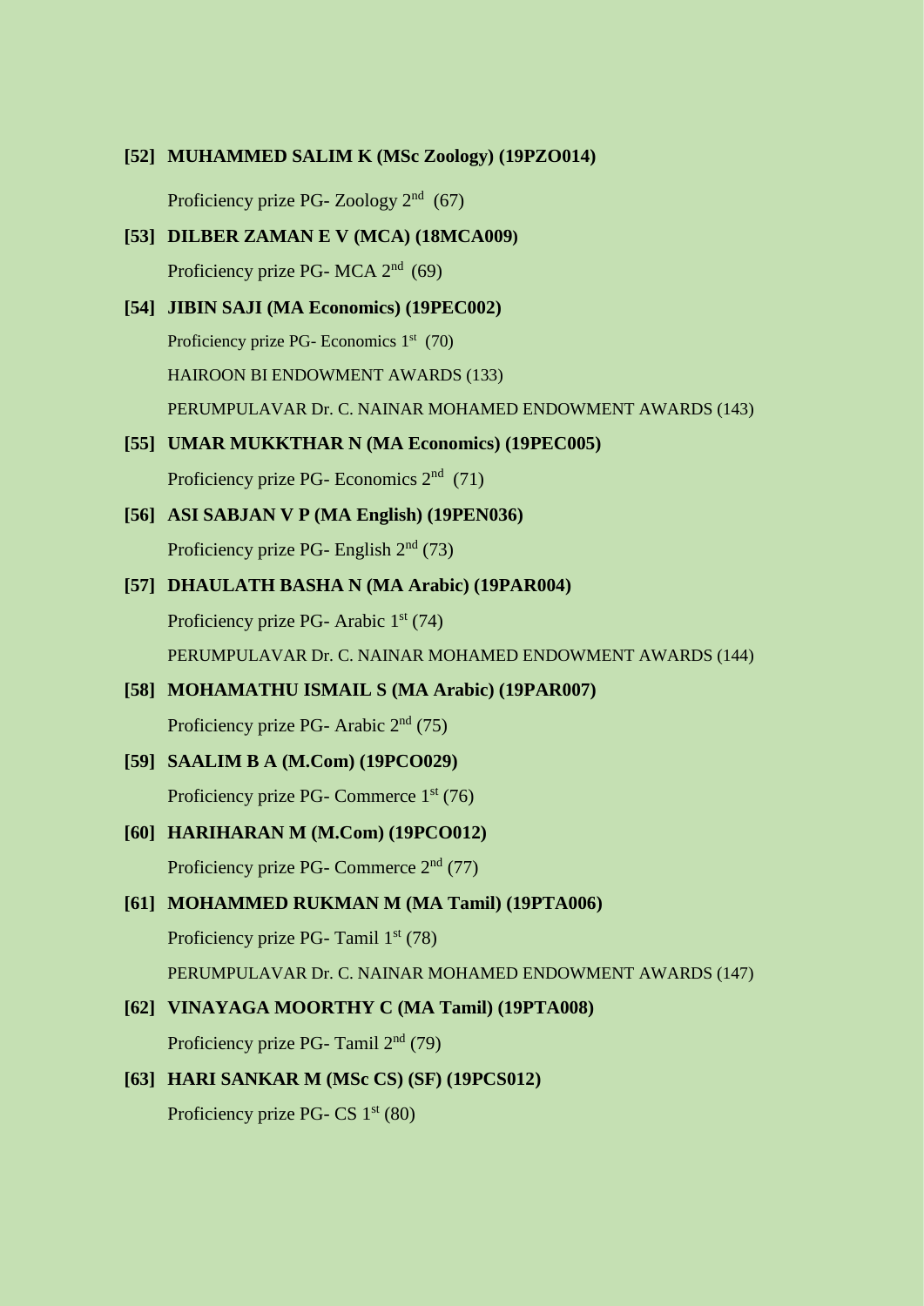**[52] MUHAMMED SALIM K (MSc Zoology) (19PZO014)**

Proficiency prize PG- Zoology 2nd (67)

**[53] DILBER ZAMAN E V (MCA) (18MCA009)**

Proficiency prize PG- MCA 2nd (69)

**[54] JIBIN SAJI (MA Economics) (19PEC002)**

Proficiency prize PG- Economics 1st (70)

HAIROON BI ENDOWMENT AWARDS (133)

PERUMPULAVAR Dr. C. NAINAR MOHAMED ENDOWMENT AWARDS (143)

**[55] UMAR MUKKTHAR N (MA Economics) (19PEC005)**

Proficiency prize PG- Economics 2nd (71)

**[56] ASI SABJAN V P (MA English) (19PEN036)**

Proficiency prize PG- English 2nd (73)

**[57] DHAULATH BASHA N (MA Arabic) (19PAR004)**

Proficiency prize PG- Arabic 1st (74)

PERUMPULAVAR Dr. C. NAINAR MOHAMED ENDOWMENT AWARDS (144)

**[58] MOHAMATHU ISMAIL S (MA Arabic) (19PAR007)**

Proficiency prize PG- Arabic 2nd (75)

**[59] SAALIM B A (M.Com) (19PCO029)**

Proficiency prize PG- Commerce 1st (76)

**[60] HARIHARAN M (M.Com) (19PCO012)**

Proficiency prize PG- Commerce 2nd (77)

**[61] MOHAMMED RUKMAN M (MA Tamil) (19PTA006)**

Proficiency prize PG- Tamil 1st (78)

PERUMPULAVAR Dr. C. NAINAR MOHAMED ENDOWMENT AWARDS (147)

**[62] VINAYAGA MOORTHY C (MA Tamil) (19PTA008)**

Proficiency prize PG- Tamil 2nd (79)

**[63] HARI SANKAR M (MSc CS) (SF) (19PCS012)**

Proficiency prize PG- CS 1st (80)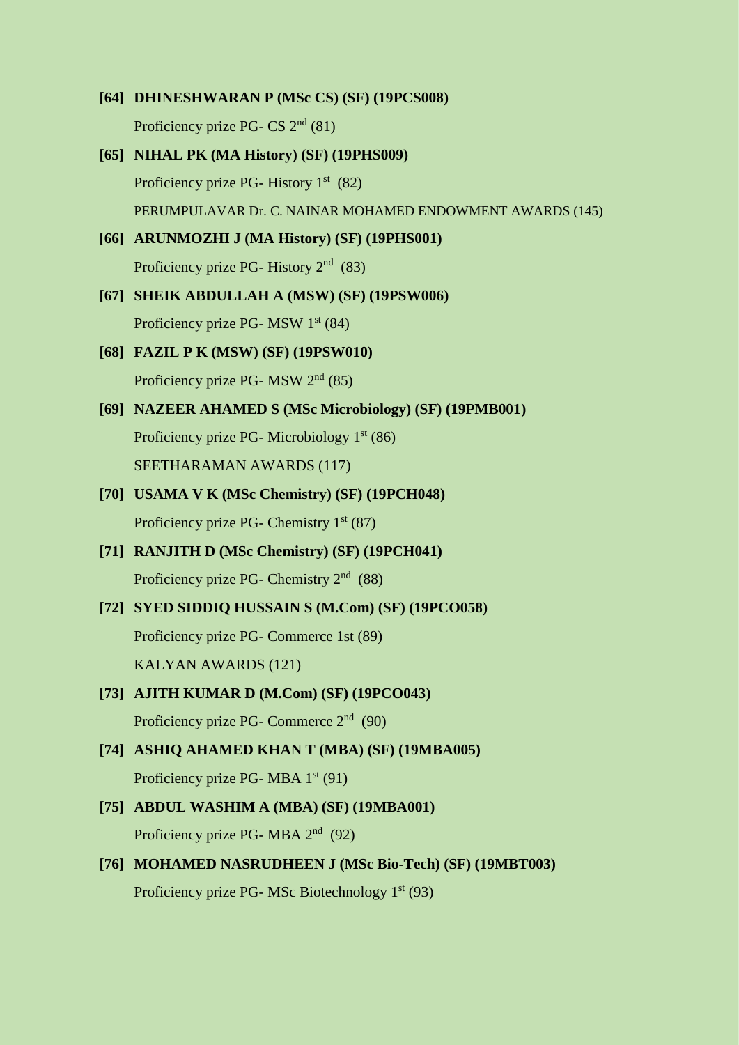**[64] DHINESHWARAN P (MSc CS) (SF) (19PCS008)**

Proficiency prize PG- CS 2nd (81)

**[65] NIHAL PK (MA History) (SF) (19PHS009)**

Proficiency prize PG- History 1st (82)

PERUMPULAVAR Dr. C. NAINAR MOHAMED ENDOWMENT AWARDS (145)

**[66] ARUNMOZHI J (MA History) (SF) (19PHS001)**

Proficiency prize PG- History 2nd (83)

**[67] SHEIK ABDULLAH A (MSW) (SF) (19PSW006)**

Proficiency prize PG- MSW 1st (84)

**[68] FAZIL P K (MSW) (SF) (19PSW010)**

Proficiency prize PG- MSW 2nd (85)

**[69] NAZEER AHAMED S (MSc Microbiology) (SF) (19PMB001)**

Proficiency prize PG- Microbiology 1st (86)

SEETHARAMAN AWARDS (117)

**[70] USAMA V K (MSc Chemistry) (SF) (19PCH048)**

Proficiency prize PG- Chemistry 1st (87)

**[71] RANJITH D (MSc Chemistry) (SF) (19PCH041)**

Proficiency prize PG- Chemistry 2nd (88)

**[72] SYED SIDDIQ HUSSAIN S (M.Com) (SF) (19PCO058)**

Proficiency prize PG- Commerce 1st (89)

KALYAN AWARDS (121)

**[73] AJITH KUMAR D (M.Com) (SF) (19PCO043)**

Proficiency prize PG- Commerce 2nd (90)

**[74] ASHIQ AHAMED KHAN T (MBA) (SF) (19MBA005)**

Proficiency prize PG- MBA 1st (91)

**[75] ABDUL WASHIM A (MBA) (SF) (19MBA001)**

Proficiency prize PG- MBA 2nd (92)

**[76] MOHAMED NASRUDHEEN J (MSc Bio-Tech) (SF) (19MBT003)**

Proficiency prize PG- MSc Biotechnology 1st (93)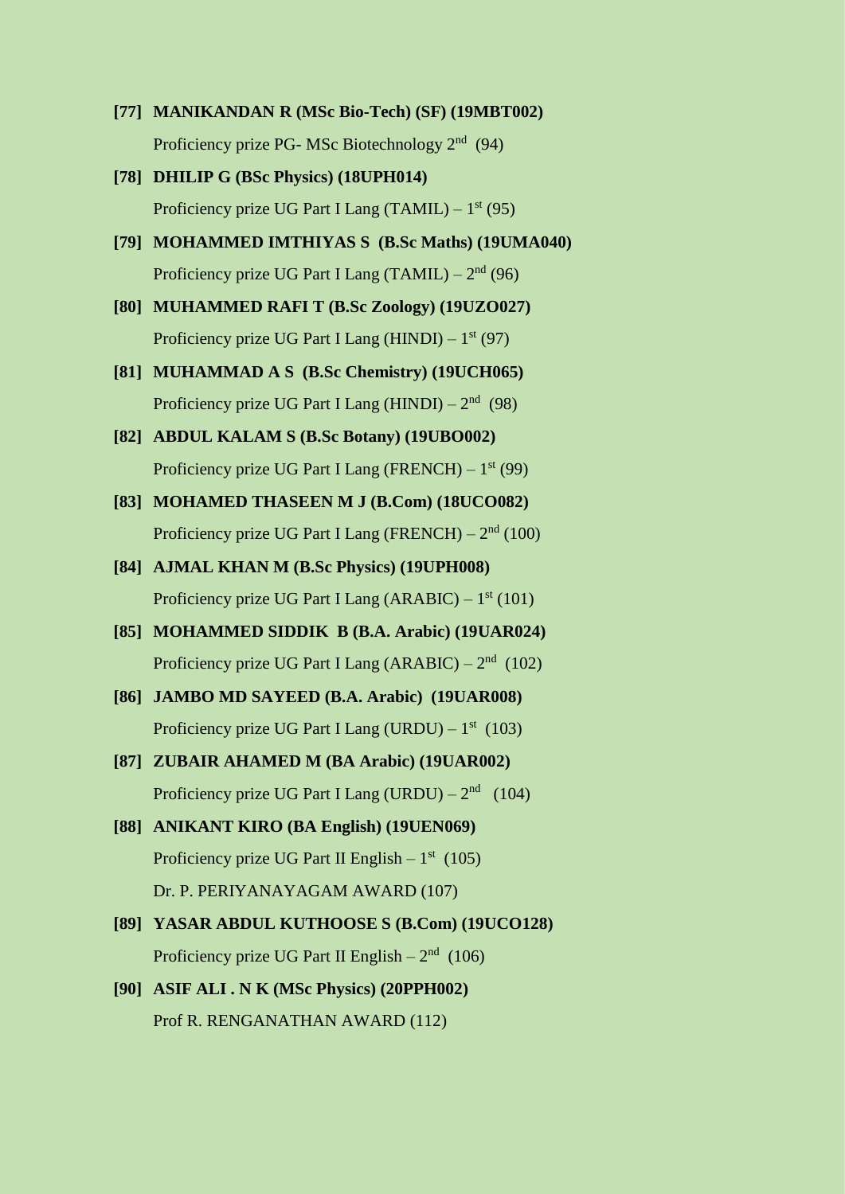**[77] MANIKANDAN R (MSc Bio-Tech) (SF) (19MBT002)**

Proficiency prize PG- MSc Biotechnology 2nd (94)

**[78] DHILIP G (BSc Physics) (18UPH014)**

Proficiency prize UG Part I Lang (TAMIL) – 1st (95)

**[79] MOHAMMED IMTHIYAS S (B.Sc Maths) (19UMA040)**

Proficiency prize UG Part I Lang (TAMIL) – 2nd (96)

**[80] MUHAMMED RAFI T (B.Sc Zoology) (19UZO027)**

Proficiency prize UG Part I Lang (HINDI) – 1st (97)

**[81] MUHAMMAD A S (B.Sc Chemistry) (19UCH065)**

Proficiency prize UG Part I Lang (HINDI) – 2nd (98)

**[82] ABDUL KALAM S (B.Sc Botany) (19UBO002)**

Proficiency prize UG Part I Lang (FRENCH) – 1st (99)

**[83] MOHAMED THASEEN M J (B.Com) (18UCO082)**

Proficiency prize UG Part I Lang (FRENCH) – 2nd (100)

**[84] AJMAL KHAN M (B.Sc Physics) (19UPH008)**

Proficiency prize UG Part I Lang (ARABIC) – 1st (101)

**[85] MOHAMMED SIDDIK B (B.A. Arabic) (19UAR024)**

Proficiency prize UG Part I Lang (ARABIC) – 2nd (102)

**[86] JAMBO MD SAYEED (B.A. Arabic) (19UAR008)**

Proficiency prize UG Part I Lang (URDU) – 1st (103)

**[87] ZUBAIR AHAMED M (BA Arabic) (19UAR002)**

Proficiency prize UG Part I Lang (URDU) – 2nd (104)

**[88] ANIKANT KIRO (BA English) (19UEN069)**

Proficiency prize UG Part II English – 1st (105)

Dr. P. PERIYANAYAGAM AWARD (107)

**[89] YASAR ABDUL KUTHOOSE S (B.Com) (19UCO128)**

Proficiency prize UG Part II English – 2nd (106)

**[90] ASIF ALI . N K (MSc Physics) (20PPH002)**

Prof R. RENGANATHAN AWARD (112)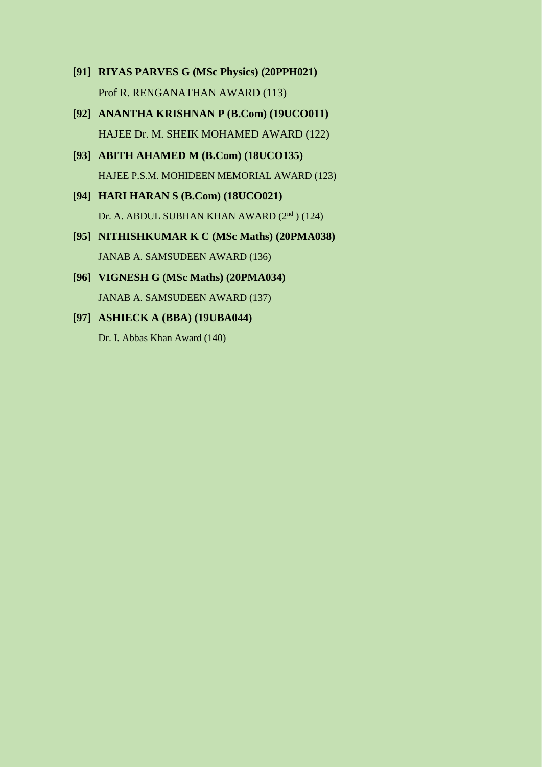**[91] RIYAS PARVES G (MSc Physics) (20PPH021)**

Prof R. RENGANATHAN AWARD (113)

**[92] ANANTHA KRISHNAN P (B.Com) (19UCO011)**

HAJEE Dr. M. SHEIK MOHAMED AWARD (122)

**[93] ABITH AHAMED M (B.Com) (18UCO135)**

HAJEE P.S.M. MOHIDEEN MEMORIAL AWARD (123)

**[94] HARI HARAN S (B.Com) (18UCO021)**

Dr. A. ABDUL SUBHAN KHAN AWARD (2nd ) (124)

**[95] NITHISHKUMAR K C (MSc Maths) (20PMA038)**

JANAB A. SAMSUDEEN AWARD (136)

**[96] VIGNESH G (MSc Maths) (20PMA034)**

JANAB A. SAMSUDEEN AWARD (137)

**[97] ASHIECK A (BBA) (19UBA044)**

Dr. I. Abbas Khan Award (140)